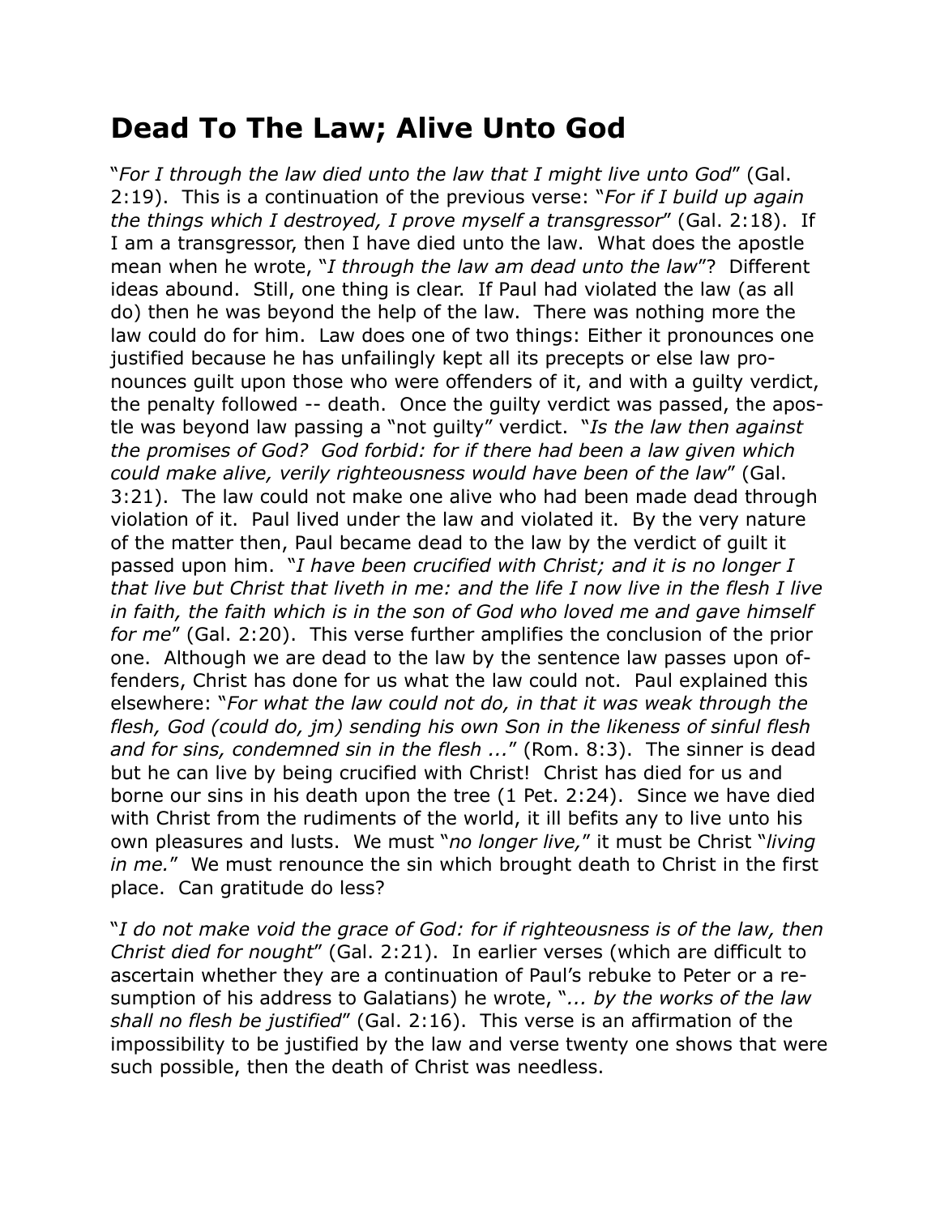# Dead To The Law; Alive Unto God

"*For I through the law died unto the law that I might live unto God*" (Gal. 2:19). This is a continuation of the previous verse: "*For if I build up again the things which I destroyed, I prove myself a transgressor*" (Gal. 2:18). If I am a transgressor, then I have died unto the law. What does the apostle mean when he wrote, "*I through the law am dead unto the law*"? Different ideas abound. Still, one thing is clear. If Paul had violated the law (as all do) then he was beyond the help of the law. There was nothing more the law could do for him. Law does one of two things: Either it pronounces one justified because he has unfailingly kept all its precepts or else law pronounces guilt upon those who were offenders of it, and with a guilty verdict, the penalty followed -- death. Once the guilty verdict was passed, the apostle was beyond law passing a "not guilty" verdict. "*Is the law then against the promises of God? God forbid: for if there had been a law given which could make alive, verily righteousness would have been of the law*" (Gal. 3:21). The law could not make one alive who had been made dead through violation of it. Paul lived under the law and violated it. By the very nature of the matter then, Paul became dead to the law by the verdict of guilt it passed upon him. "*I have been crucified with Christ; and it is no longer I that live but Christ that liveth in me: and the life I now live in the flesh I live in faith, the faith which is in the son of God who loved me and gave himself for me*" (Gal. 2:20). This verse further amplifies the conclusion of the prior one. Although we are dead to the law by the sentence law passes upon offenders, Christ has done for us what the law could not. Paul explained this elsewhere: "*For what the law could not do, in that it was weak through the flesh, God (could do, jm) sending his own Son in the likeness of sinful flesh and for sins, condemned sin in the flesh ...*" (Rom. 8:3). The sinner is dead but he can live by being crucified with Christ! Christ has died for us and borne our sins in his death upon the tree (1 Pet. 2:24). Since we have died with Christ from the rudiments of the world, it ill befits any to live unto his own pleasures and lusts. We must "*no longer live,*" it must be Christ "*living in me.*" We must renounce the sin which brought death to Christ in the first place. Can gratitude do less?

"*I do not make void the grace of God: for if righteousness is of the law, then Christ died for nought*" (Gal. 2:21). In earlier verses (which are difficult to ascertain whether they are a continuation of Paul's rebuke to Peter or a resumption of his address to Galatians) he wrote, "*... by the works of the law shall no flesh be justified*" (Gal. 2:16). This verse is an affirmation of the impossibility to be justified by the law and verse twenty one shows that were such possible, then the death of Christ was needless.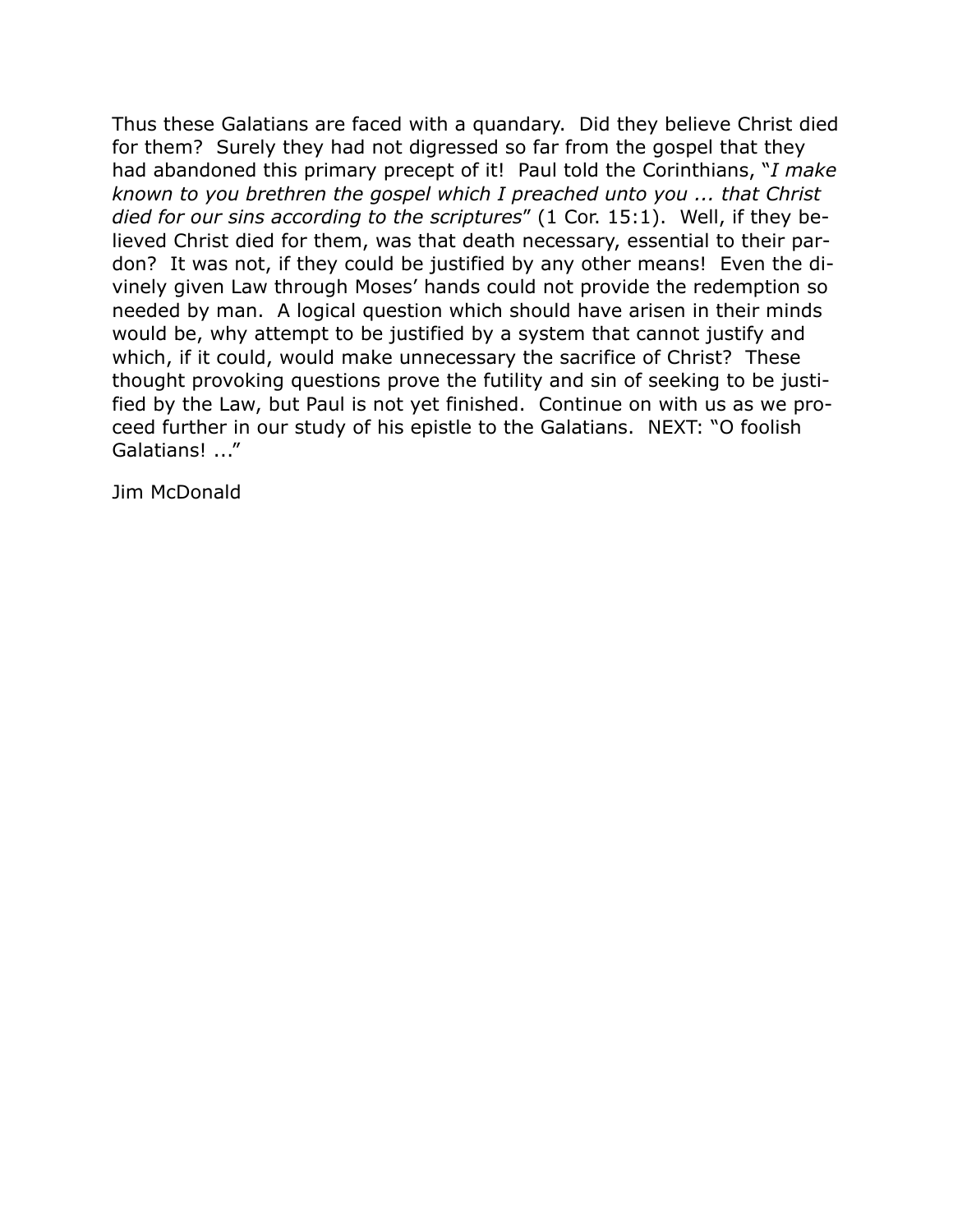Thus these Galatians are faced with a quandary. Did they believe Christ died for them? Surely they had not digressed so far from the gospel that they had abandoned this primary precept of it! Paul told the Corinthians, "*I make known to you brethren the gospel which I preached unto you ... that Christ died for our sins according to the scriptures*" (1 Cor. 15:1). Well, if they believed Christ died for them, was that death necessary, essential to their pardon? It was not, if they could be justified by any other means! Even the divinely given Law through Moses' hands could not provide the redemption so needed by man. A logical question which should have arisen in their minds would be, why attempt to be justified by a system that cannot justify and which, if it could, would make unnecessary the sacrifice of Christ? These thought provoking questions prove the futility and sin of seeking to be justified by the Law, but Paul is not yet finished. Continue on with us as we proceed further in our study of his epistle to the Galatians. NEXT: "O foolish Galatians! ..."

Jim McDonald